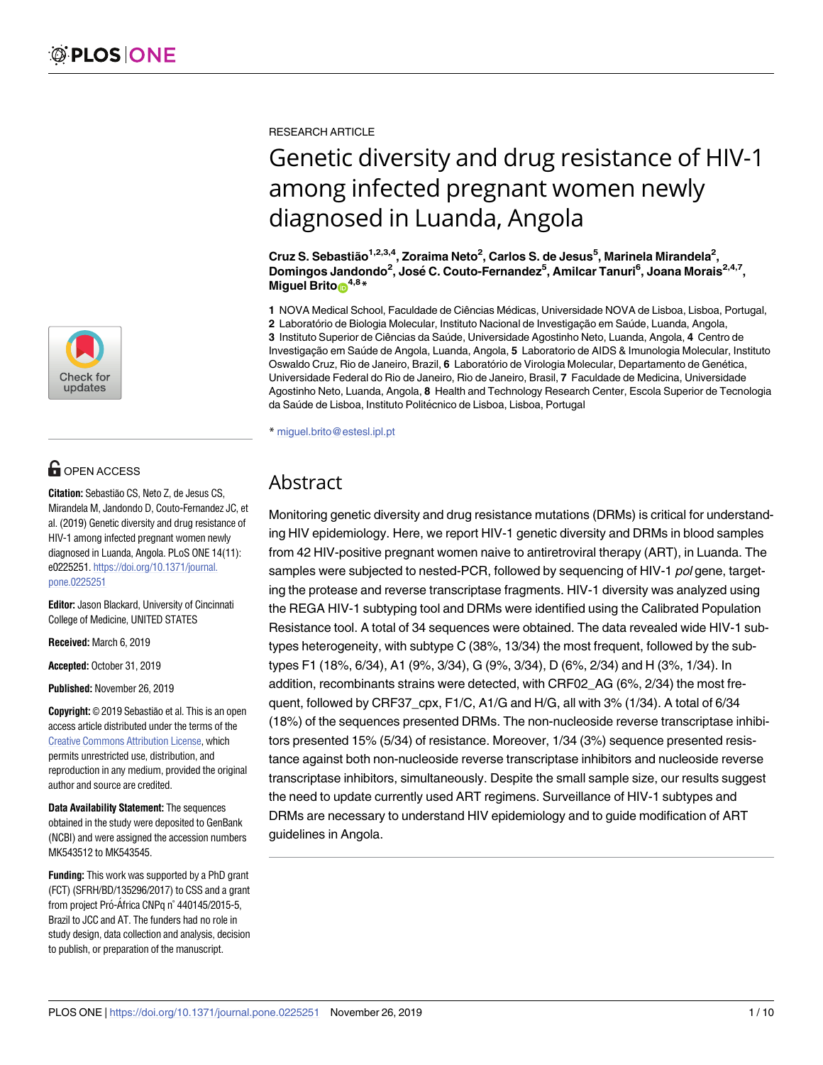RESEARCH ARTICLE

# Genetic diversity and drug resistance of HIV-1 among infected pregnant women newly diagnosed in Luanda, Angola

**Cruz S. Sebastião[1,2,3,4], Zoraima Neto[2], Carlos S. de Jesus[5], Marinela Mirandela[2], Domingos Jandondo[2], José C. Couto-Fernandez[5], Amilcar Tanuri[6], Joana Morais[2,4,7], Miguel Brito[4,8]***

**1** NOVA Medical School, Faculdade de Ciências Médicas, Universidade NOVA de Lisboa, Lisboa, Portugal, **2** Laboratório de Biologia Molecular, Instituto Nacional de Investigação em Saúde, Luanda, Angola, **3** Instituto Superior de Ciências da Saúde, Universidade Agostinho Neto, Luanda, Angola, **4** Centro de Investigação em Saúde de Angola, Luanda, Angola, **5** Laboratorio de AIDS & Imunologia Molecular, Instituto Oswaldo Cruz, Rio de Janeiro, Brazil, **6** Laboratório de Virologia Molecular, Departamento de Genética, Universidade Federal do Rio de Janeiro, Rio de Janeiro, Brasil, **7** Faculdade de Medicina, Universidade Agostinho Neto, Luanda, Angola, **8** Health and Technology Research Center, Escola Superior de Tecnologia da Saúde de Lisboa, Instituto Politécnico de Lisboa, Lisboa, Portugal

* miguel.brito@estesl.ipl.pt

## Abstract

Monitoring genetic diversity and drug resistance mutations (DRMs) is critical for understanding HIV epidemiology. Here, we report HIV-1 genetic diversity and DRMs in blood samples from 42 HIV-positive pregnant women naive to antiretroviral therapy (ART), in Luanda. The samples were subjected to nested-PCR, followed by sequencing of HIV-1 *pol* gene, targeting the protease and reverse transcriptase fragments. HIV-1 diversity was analyzed using the REGA HIV-1 subtyping tool and DRMs were identified using the Calibrated Population Resistance tool. A total of 34 sequences were obtained. The data revealed wide HIV-1 subtypes heterogeneity, with subtype C (38%, 13/34) the most frequent, followed by the subtypes F1 (18%, 6/34), A1 (9%, 3/34), G (9%, 3/34), D (6%, 2/34) and H (3%, 1/34). In addition, recombinants strains were detected, with CRF02_AG (6%, 2/34) the most frequent, followed by CRF37_cpx, F1/C, A1/G and H/G, all with 3% (1/34). A total of 6/34 (18%) of the sequences presented DRMs. The non-nucleoside reverse transcriptase inhibitors presented 15% (5/34) of resistance. Moreover, 1/34 (3%) sequence presented resistance against both non-nucleoside reverse transcriptase inhibitors and nucleoside reverse transcriptase inhibitors, simultaneously. Despite the small sample size, our results suggest the need to update currently used ART regimens. Surveillance of HIV-1 subtypes and DRMs are necessary to understand HIV epidemiology and to guide modification of ART guidelines in Angola.

OPEN ACCESS

**Citation:** Sebastião CS, Neto Z, de Jesus CS, Mirandela M, Jandondo D, Couto-Fernandez JC, et al. (2019) Genetic diversity and drug resistance of HIV-1 among infected pregnant women newly diagnosed in Luanda, Angola. PLoS ONE 14(11): e0225251. https://doi.org/10.1371/journal.pone.0225251

**Editor:** Jason Blackard, University of Cincinnati College of Medicine, UNITED STATES

**Received:** March 6, 2019

**Accepted:** October 31, 2019

**Published:** November 26, 2019

**Copyright:** © 2019 Sebastião et al. This is an open access article distributed under the terms of the Creative Commons Attribution License, which permits unrestricted use, distribution, and reproduction in any medium, provided the original author and source are credited.

**Data Availability Statement:** The sequences obtained in the study were deposited to GenBank (NCBI) and were assigned the accession numbers MK543512 to MK543545.

**Funding:** This work was supported by a PhD grant (FCT) (SFRH/BD/135296/2017) to CSS and a grant from project Pró-África CNPq n° 440145/2015-5, Brazil to JCC and AT. The funders had no role in study design, data collection and analysis, decision to publish, or preparation of the manuscript.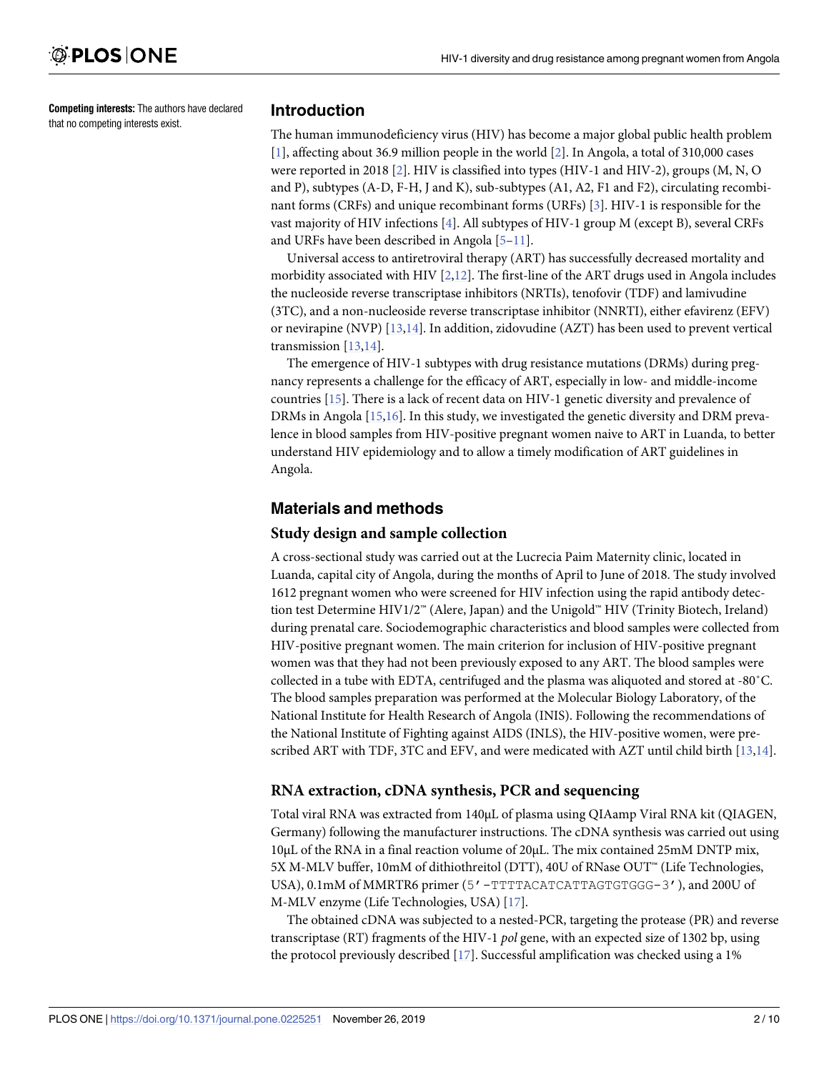**Competing interests:** The authors have declared that no competing interests exist.

## Introduction

The human immunodeficiency virus (HIV) has become a major global public health problem [1], affecting about 36.9 million people in the world [2]. In Angola, a total of 310,000 cases were reported in 2018 [2]. HIV is classified into types (HIV-1 and HIV-2), groups (M, N, O and P), subtypes (A-D, F-H, J and K), sub-subtypes (A1, A2, F1 and F2), circulating recombinant forms (CRFs) and unique recombinant forms (URFs) [3]. HIV-1 is responsible for the vast majority of HIV infections [4]. All subtypes of HIV-1 group M (except B), several CRFs and URFs have been described in Angola [5–11].

Universal access to antiretroviral therapy (ART) has successfully decreased mortality and morbidity associated with HIV [2,12]. The first-line of the ART drugs used in Angola includes the nucleoside reverse transcriptase inhibitors (NRTIs), tenofovir (TDF) and lamivudine (3TC), and a non-nucleoside reverse transcriptase inhibitor (NNRTI), either efavirenz (EFV) or nevirapine (NVP) [13,14]. In addition, zidovudine (AZT) has been used to prevent vertical transmission [13,14].

The emergence of HIV-1 subtypes with drug resistance mutations (DRMs) during pregnancy represents a challenge for the efficacy of ART, especially in low- and middle-income countries [15]. There is a lack of recent data on HIV-1 genetic diversity and prevalence of DRMs in Angola [15,16]. In this study, we investigated the genetic diversity and DRM prevalence in blood samples from HIV-positive pregnant women naive to ART in Luanda, to better understand HIV epidemiology and to allow a timely modification of ART guidelines in Angola.

## Materials and methods

### Study design and sample collection

A cross-sectional study was carried out at the Lucrecia Paim Maternity clinic, located in Luanda, capital city of Angola, during the months of April to June of 2018. The study involved 1612 pregnant women who were screened for HIV infection using the rapid antibody detection test Determine HIV1/2™ (Alere, Japan) and the Unigold™ HIV (Trinity Biotech, Ireland) during prenatal care. Sociodemographic characteristics and blood samples were collected from HIV-positive pregnant women. The main criterion for inclusion of HIV-positive pregnant women was that they had not been previously exposed to any ART. The blood samples were collected in a tube with EDTA, centrifuged and the plasma was aliquoted and stored at -80˚C. The blood samples preparation was performed at the Molecular Biology Laboratory, of the National Institute for Health Research of Angola (INIS). Following the recommendations of the National Institute of Fighting against AIDS (INLS), the HIV-positive women, were prescribed ART with TDF, 3TC and EFV, and were medicated with AZT until child birth [13,14].

### RNA extraction, cDNA synthesis, PCR and sequencing

Total viral RNA was extracted from 140μL of plasma using QIAamp Viral RNA kit (QIAGEN, Germany) following the manufacturer instructions. The cDNA synthesis was carried out using 10μL of the RNA in a final reaction volume of 20μL. The mix contained 25mM DNTP mix, 5X M-MLV buffer, 10mM of dithiothreitol (DTT), 40U of RNase OUT™ (Life Technologies, USA), 0.1mM of MMRTR6 primer (`5'-TTTTACATCATTAGTGTGGG-3'`), and 200U of M-MLV enzyme (Life Technologies, USA) [17].

The obtained cDNA was subjected to a nested-PCR, targeting the protease (PR) and reverse transcriptase (RT) fragments of the HIV-1 *pol* gene, with an expected size of 1302 bp, using the protocol previously described [17]. Successful amplification was checked using a 1%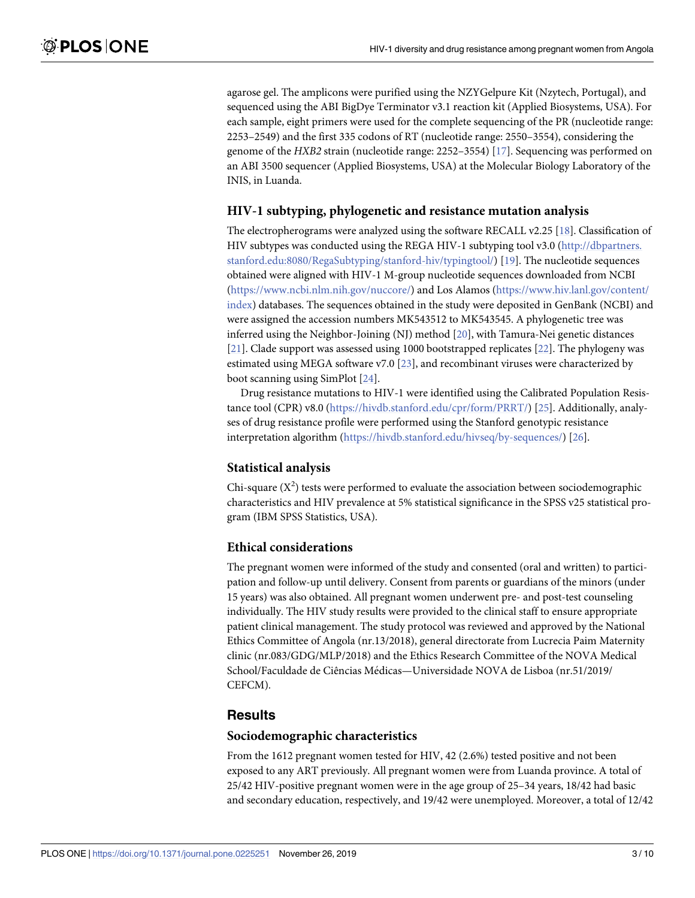agarose gel. The amplicons were purified using the NZYGelpure Kit (Nzytech, Portugal), and sequenced using the ABI BigDye Terminator v3.1 reaction kit (Applied Biosystems, USA). For each sample, eight primers were used for the complete sequencing of the PR (nucleotide range: 2253–2549) and the first 335 codons of RT (nucleotide range: 2550–3554), considering the genome of the *HXB2* strain (nucleotide range: 2252–3554) [17]. Sequencing was performed on an ABI 3500 sequencer (Applied Biosystems, USA) at the Molecular Biology Laboratory of the INIS, in Luanda.

### HIV-1 subtyping, phylogenetic and resistance mutation analysis

The electropherograms were analyzed using the software RECALL v2.25 [18]. Classification of HIV subtypes was conducted using the REGA HIV-1 subtyping tool v3.0 (http://dbpartners.stanford.edu:8080/RegaSubtyping/stanford-hiv/typingtool/) [19]. The nucleotide sequences obtained were aligned with HIV-1 M-group nucleotide sequences downloaded from NCBI (https://www.ncbi.nlm.nih.gov/nuccore/) and Los Alamos (https://www.hiv.lanl.gov/content/index) databases. The sequences obtained in the study were deposited in GenBank (NCBI) and were assigned the accession numbers MK543512 to MK543545. A phylogenetic tree was inferred using the Neighbor-Joining (NJ) method [20], with Tamura-Nei genetic distances [21]. Clade support was assessed using 1000 bootstrapped replicates [22]. The phylogeny was estimated using MEGA software v7.0 [23], and recombinant viruses were characterized by boot scanning using SimPlot [24].

Drug resistance mutations to HIV-1 were identified using the Calibrated Population Resistance tool (CPR) v8.0 (https://hivdb.stanford.edu/cpr/form/PRRT/) [25]. Additionally, analyses of drug resistance profile were performed using the Stanford genotypic resistance interpretation algorithm (https://hivdb.stanford.edu/hivseq/by-sequences/) [26].

### Statistical analysis

Chi-square ($X^2$) tests were performed to evaluate the association between sociodemographic characteristics and HIV prevalence at 5% statistical significance in the SPSS v25 statistical program (IBM SPSS Statistics, USA).

### Ethical considerations

The pregnant women were informed of the study and consented (oral and written) to participation and follow-up until delivery. Consent from parents or guardians of the minors (under 15 years) was also obtained. All pregnant women underwent pre- and post-test counseling individually. The HIV study results were provided to the clinical staff to ensure appropriate patient clinical management. The study protocol was reviewed and approved by the National Ethics Committee of Angola (nr.13/2018), general directorate from Lucrecia Paim Maternity clinic (nr.083/GDG/MLP/2018) and the Ethics Research Committee of the NOVA Medical School/Faculdade de Ciências Médicas—Universidade NOVA de Lisboa (nr.51/2019/CEFCM).

## Results

### Sociodemographic characteristics

From the 1612 pregnant women tested for HIV, 42 (2.6%) tested positive and not been exposed to any ART previously. All pregnant women were from Luanda province. A total of 25/42 HIV-positive pregnant women were in the age group of 25–34 years, 18/42 had basic and secondary education, respectively, and 19/42 were unemployed. Moreover, a total of 12/42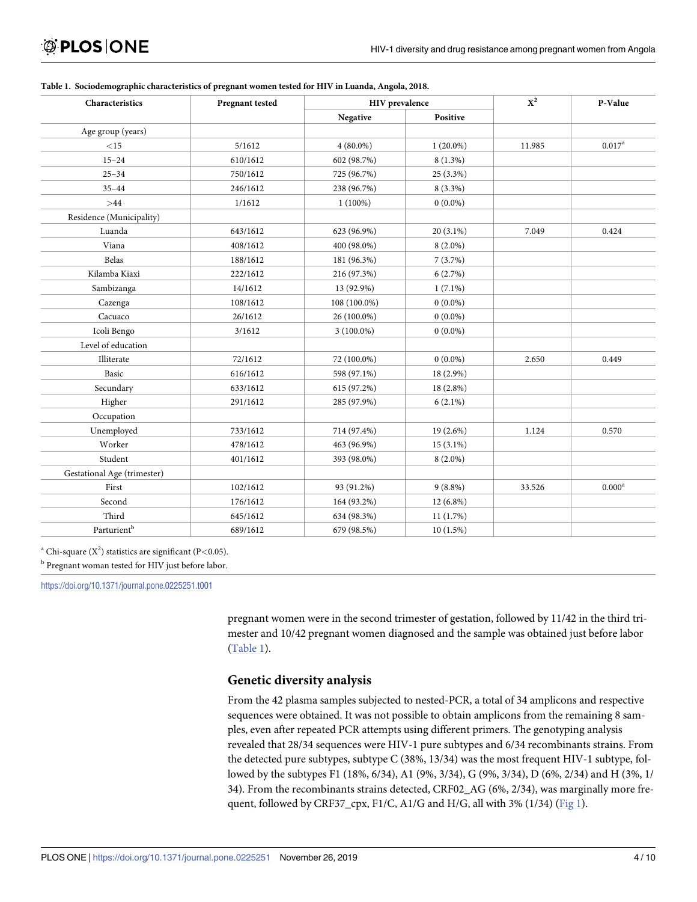**Table 1. Sociodemographic characteristics of pregnant women tested for HIV in Luanda, Angola, 2018.**

| Characteristics | Pregnant tested | HIV prevalence | | $X^2$ | P-Value |
|---|---|---|---|---|---|
| | | Negative | Positive | | |
| Age group (years) | | | | | |
| <15 | 5/1612 | 4 (80.0%) | 1 (20.0%) | 11.985 | 0.017[a] |
| 15–24 | 610/1612 | 602 (98.7%) | 8 (1.3%) | | |
| 25–34 | 750/1612 | 725 (96.7%) | 25 (3.3%) | | |
| 35–44 | 246/1612 | 238 (96.7%) | 8 (3.3%) | | |
| >44 | 1/1612 | 1 (100%) | 0 (0.0%) | | |
| Residence (Municipality) | | | | | |
| Luanda | 643/1612 | 623 (96.9%) | 20 (3.1%) | 7.049 | 0.424 |
| Viana | 408/1612 | 400 (98.0%) | 8 (2.0%) | | |
| Belas | 188/1612 | 181 (96.3%) | 7 (3.7%) | | |
| Kilamba Kiaxi | 222/1612 | 216 (97.3%) | 6 (2.7%) | | |
| Sambizanga | 14/1612 | 13 (92.9%) | 1 (7.1%) | | |
| Cazenga | 108/1612 | 108 (100.0%) | 0 (0.0%) | | |
| Cacuaco | 26/1612 | 26 (100.0%) | 0 (0.0%) | | |
| Icoli Bengo | 3/1612 | 3 (100.0%) | 0 (0.0%) | | |
| Level of education | | | | | |
| Illiterate | 72/1612 | 72 (100.0%) | 0 (0.0%) | 2.650 | 0.449 |
| Basic | 616/1612 | 598 (97.1%) | 18 (2.9%) | | |
| Secundary | 633/1612 | 615 (97.2%) | 18 (2.8%) | | |
| Higher | 291/1612 | 285 (97.9%) | 6 (2.1%) | | |
| Occupation | | | | | |
| Unemployed | 733/1612 | 714 (97.4%) | 19 (2.6%) | 1.124 | 0.570 |
| Worker | 478/1612 | 463 (96.9%) | 15 (3.1%) | | |
| Student | 401/1612 | 393 (98.0%) | 8 (2.0%) | | |
| Gestational Age (trimester) | | | | | |
| First | 102/1612 | 93 (91.2%) | 9 (8.8%) | 33.526 | 0.000[a] |
| Second | 176/1612 | 164 (93.2%) | 12 (6.8%) | | |
| Third | 645/1612 | 634 (98.3%) | 11 (1.7%) | | |
| Parturient[b] | 689/1612 | 679 (98.5%) | 10 (1.5%) | | |

[a] Chi-square ($X^2$) statistics are significant ($P<0.05$).

[b] Pregnant woman tested for HIV just before labor.

https://doi.org/10.1371/journal.pone.0225251.t001

pregnant women were in the second trimester of gestation, followed by 11/42 in the third trimester and 10/42 pregnant women diagnosed and the sample was obtained just before labor (Table 1).

## Genetic diversity analysis

From the 42 plasma samples subjected to nested-PCR, a total of 34 amplicons and respective sequences were obtained. It was not possible to obtain amplicons from the remaining 8 samples, even after repeated PCR attempts using different primers. The genotyping analysis revealed that 28/34 sequences were HIV-1 pure subtypes and 6/34 recombinants strains. From the detected pure subtypes, subtype C (38%, 13/34) was the most frequent HIV-1 subtype, followed by the subtypes F1 (18%, 6/34), A1 (9%, 3/34), G (9%, 3/34), D (6%, 2/34) and H (3%, 1/34). From the recombinants strains detected, CRF02_AG (6%, 2/34), was marginally more frequent, followed by CRF37_cpx, F1/C, A1/G and H/G, all with 3% (1/34) (Fig 1).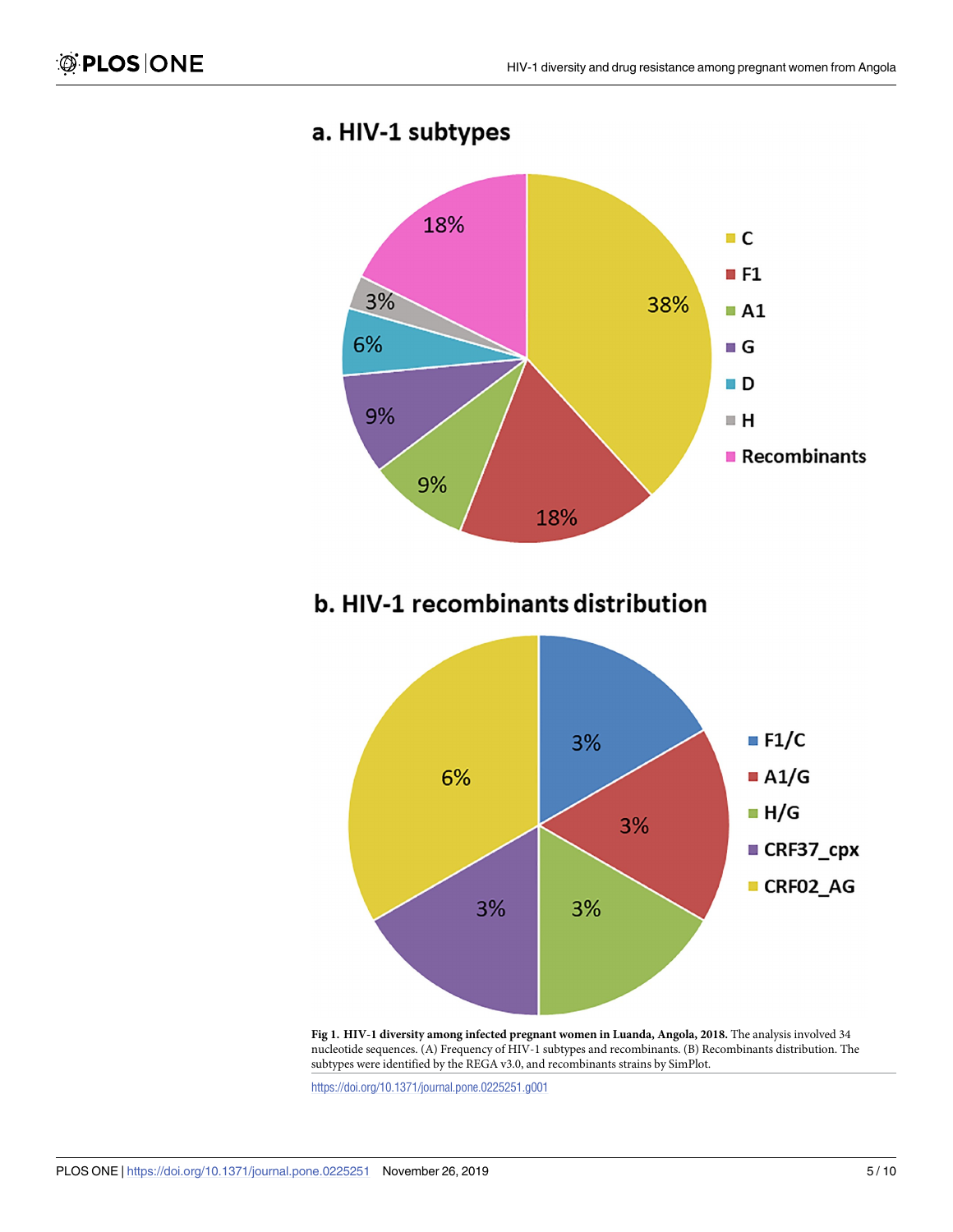Fig 1. HIV-1 diversity among infected pregnant women in Luanda, Angola, 2018. The analysis involved 34 nucleotide sequences. (A) Frequency of HIV-1 subtypes and recombinants. (B) Recombinants distribution. The subtypes were identified by the REGA v3.0, and recombinants strains by SimPlot.

https://doi.org/10.1371/journal.pone.0225251.g001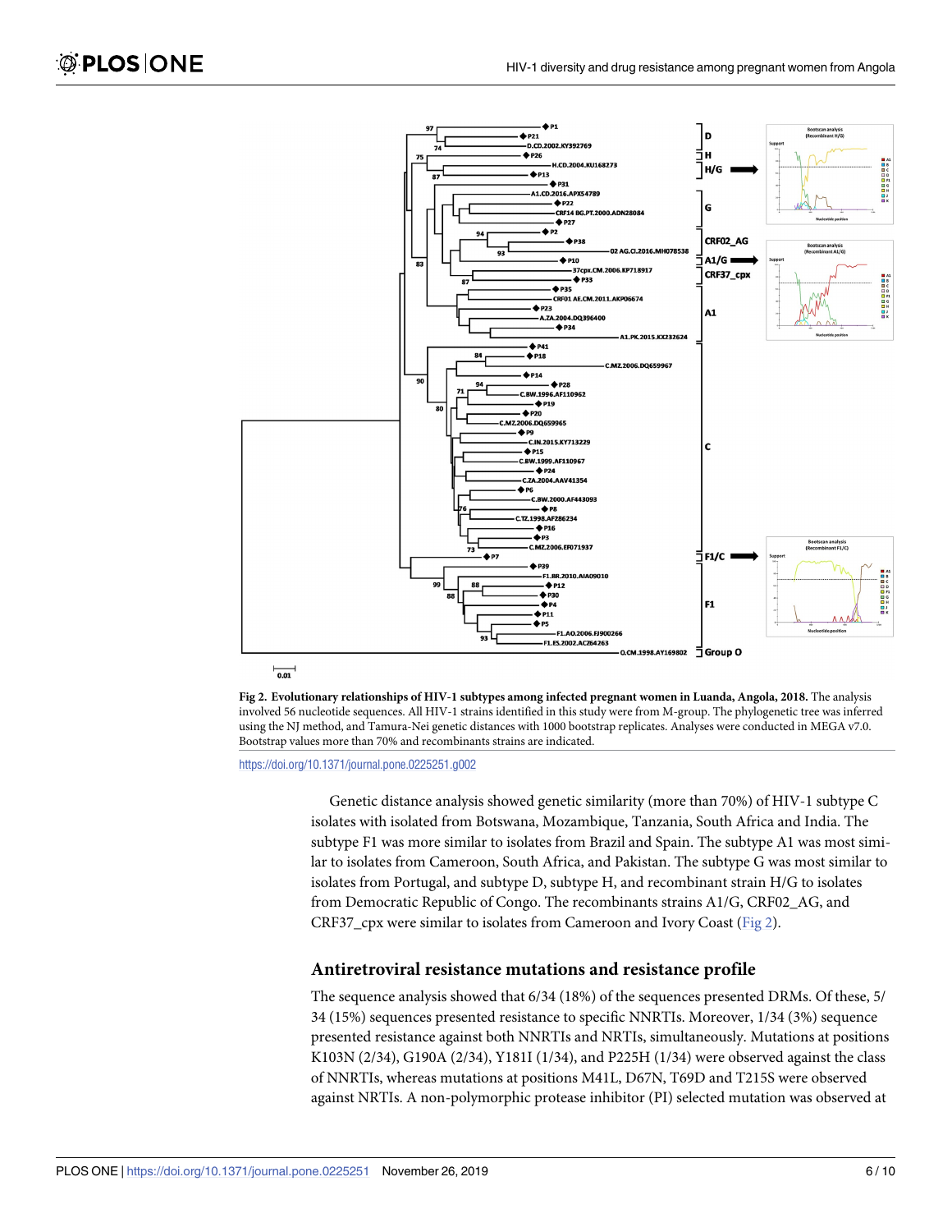Fig 2. **Evolutionary relationships of HIV-1 subtypes among infected pregnant women in Luanda, Angola, 2018.** The analysis involved 56 nucleotide sequences. All HIV-1 strains identified in this study were from M-group. The phylogenetic tree was inferred using the NJ method, and Tamura-Nei genetic distances with 1000 bootstrap replicates. Analyses were conducted in MEGA v7.0. Bootstrap values more than 70% and recombinants strains are indicated.

https://doi.org/10.1371/journal.pone.0225251.g002

Genetic distance analysis showed genetic similarity (more than 70%) of HIV-1 subtype C isolates with isolated from Botswana, Mozambique, Tanzania, South Africa and India. The subtype F1 was more similar to isolates from Brazil and Spain. The subtype A1 was most similar to isolates from Cameroon, South Africa, and Pakistan. The subtype G was most similar to isolates from Portugal, and subtype D, subtype H, and recombinant strain H/G to isolates from Democratic Republic of Congo. The recombinants strains A1/G, CRF02_AG, and CRF37_cpx were similar to isolates from Cameroon and Ivory Coast (Fig 2).

## Antiretroviral resistance mutations and resistance profile

The sequence analysis showed that 6/34 (18%) of the sequences presented DRMs. Of these, 5/34 (15%) sequences presented resistance to specific NNRTIs. Moreover, 1/34 (3%) sequence presented resistance against both NNRTIs and NRTIs, simultaneously. Mutations at positions K103N (2/34), G190A (2/34), Y181I (1/34), and P225H (1/34) were observed against the class of NNRTIs, whereas mutations at positions M41L, D67N, T69D and T215S were observed against NRTIs. A non-polymorphic protease inhibitor (PI) selected mutation was observed at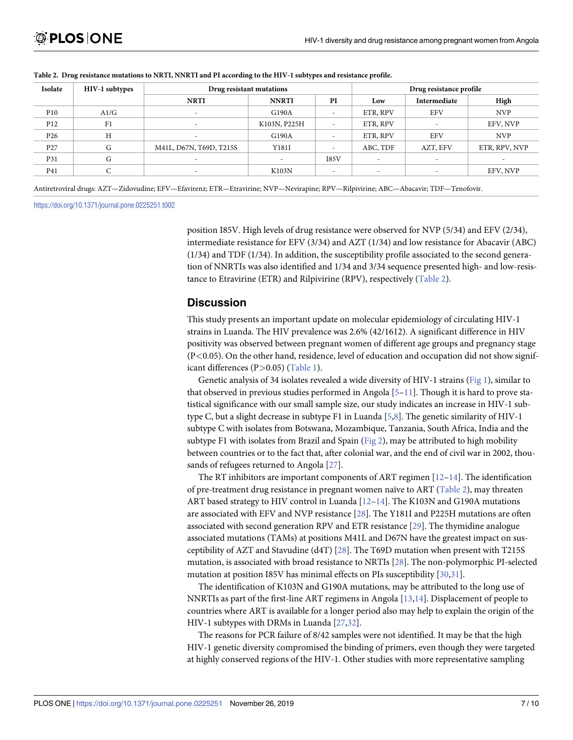**Table 2. Drug resistance mutations to NRTI, NNRTI and PI according to the HIV-1 subtypes and resistance profile.**

| Isolate | HIV-1 subtypes | Drug resistant mutations | | | Drug resistance profile | | |
|---|---|---|---|---|---|---|---|
| | | NRTI | NNRTI | PI | Low | Intermediate | High |
| P10 | A1/G | - | G190A | - | ETR, RPV | EFV | NVP |
| P12 | F1 | - | K103N, P225H | - | ETR, RPV | - | EFV, NVP |
| P26 | H | - | G190A | - | ETR, RPV | EFV | NVP |
| P27 | G | M41L, D67N, T69D, T215S | Y181I | - | ABC, TDF | AZT, EFV | ETR, RPV, NVP |
| P31 | G | - | - | I85V | - | - | - |
| P41 | C | - | K103N | - | - | - | EFV, NVP |

Antiretroviral drugs: AZT—Zidovudine; EFV—Efavirenz; ETR—Etravirine; NVP—Nevirapine; RPV—Rilpivirine; ABC—Abacavir; TDF—Tenofovir.

https://doi.org/10.1371/journal.pone.0225251.t002

position I85V. High levels of drug resistance were observed for NVP (5/34) and EFV (2/34), intermediate resistance for EFV (3/34) and AZT (1/34) and low resistance for Abacavir (ABC) (1/34) and TDF (1/34). In addition, the susceptibility profile associated to the second generation of NNRTIs was also identified and 1/34 and 3/34 sequence presented high- and low-resistance to Etravirine (ETR) and Rilpivirine (RPV), respectively (Table 2).

## Discussion

This study presents an important update on molecular epidemiology of circulating HIV-1 strains in Luanda. The HIV prevalence was 2.6% (42/1612). A significant difference in HIV positivity was observed between pregnant women of different age groups and pregnancy stage ($P<0.05$). On the other hand, residence, level of education and occupation did not show significant differences ($P>0.05$) (Table 1).

Genetic analysis of 34 isolates revealed a wide diversity of HIV-1 strains (Fig 1), similar to that observed in previous studies performed in Angola [5–11]. Though it is hard to prove statistical significance with our small sample size, our study indicates an increase in HIV-1 subtype C, but a slight decrease in subtype F1 in Luanda [5,8]. The genetic similarity of HIV-1 subtype C with isolates from Botswana, Mozambique, Tanzania, South Africa, India and the subtype F1 with isolates from Brazil and Spain (Fig 2), may be attributed to high mobility between countries or to the fact that, after colonial war, and the end of civil war in 2002, thousands of refugees returned to Angola [27].

The RT inhibitors are important components of ART regimen [12–14]. The identification of pre-treatment drug resistance in pregnant women naïve to ART (Table 2), may threaten ART based strategy to HIV control in Luanda [12–14]. The K103N and G190A mutations are associated with EFV and NVP resistance [28]. The Y181I and P225H mutations are often associated with second generation RPV and ETR resistance [29]. The thymidine analogue associated mutations (TAMs) at positions M41L and D67N have the greatest impact on susceptibility of AZT and Stavudine (d4T) [28]. The T69D mutation when present with T215S mutation, is associated with broad resistance to NRTIs [28]. The non-polymorphic PI-selected mutation at position I85V has minimal effects on PIs susceptibility [30,31].

The identification of K103N and G190A mutations, may be attributed to the long use of NNRTIs as part of the first-line ART regimens in Angola [13,14]. Displacement of people to countries where ART is available for a longer period also may help to explain the origin of the HIV-1 subtypes with DRMs in Luanda [27,32].

The reasons for PCR failure of 8/42 samples were not identified. It may be that the high HIV-1 genetic diversity compromised the binding of primers, even though they were targeted at highly conserved regions of the HIV-1. Other studies with more representative sampling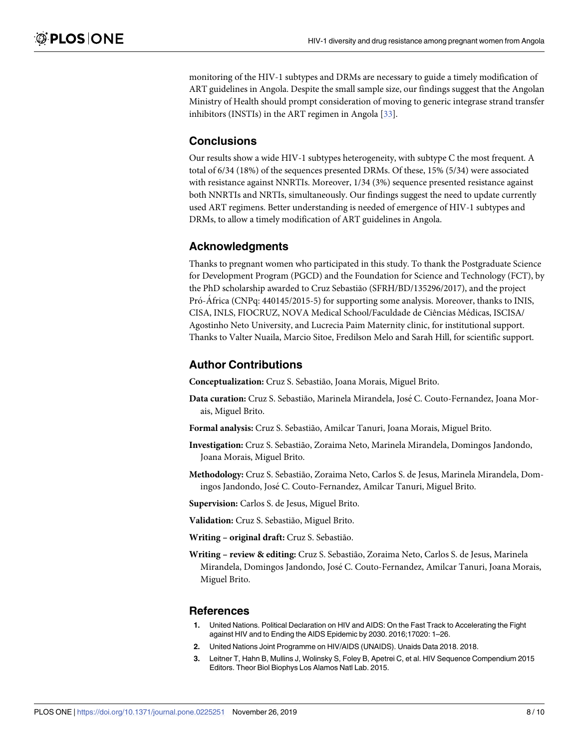monitoring of the HIV-1 subtypes and DRMs are necessary to guide a timely modification of ART guidelines in Angola. Despite the small sample size, our findings suggest that the Angolan Ministry of Health should prompt consideration of moving to generic integrase strand transfer inhibitors (INSTIs) in the ART regimen in Angola [33].

## Conclusions

Our results show a wide HIV-1 subtypes heterogeneity, with subtype C the most frequent. A total of 6/34 (18%) of the sequences presented DRMs. Of these, 15% (5/34) were associated with resistance against NNRTIs. Moreover, 1/34 (3%) sequence presented resistance against both NNRTIs and NRTIs, simultaneously. Our findings suggest the need to update currently used ART regimens. Better understanding is needed of emergence of HIV-1 subtypes and DRMs, to allow a timely modification of ART guidelines in Angola.

## Acknowledgments

Thanks to pregnant women who participated in this study. To thank the Postgraduate Science for Development Program (PGCD) and the Foundation for Science and Technology (FCT), by the PhD scholarship awarded to Cruz Sebastião (SFRH/BD/135296/2017), and the project Pró-África (CNPq: 440145/2015-5) for supporting some analysis. Moreover, thanks to INIS, CISA, INLS, FIOCRUZ, NOVA Medical School/Faculdade de Ciências Médicas, ISCISA/Agostinho Neto University, and Lucrecia Paim Maternity clinic, for institutional support. Thanks to Valter Nuaila, Marcio Sitoe, Fredilson Melo and Sarah Hill, for scientific support.

## Author Contributions

**Conceptualization:** Cruz S. Sebastião, Joana Morais, Miguel Brito.

**Data curation:** Cruz S. Sebastião, Marinela Mirandela, José C. Couto-Fernandez, Joana Morais, Miguel Brito.

**Formal analysis:** Cruz S. Sebastião, Amilcar Tanuri, Joana Morais, Miguel Brito.

**Investigation:** Cruz S. Sebastião, Zoraima Neto, Marinela Mirandela, Domingos Jandondo, Joana Morais, Miguel Brito.

**Methodology:** Cruz S. Sebastião, Zoraima Neto, Carlos S. de Jesus, Marinela Mirandela, Domingos Jandondo, José C. Couto-Fernandez, Amilcar Tanuri, Miguel Brito.

**Supervision:** Carlos S. de Jesus, Miguel Brito.

**Validation:** Cruz S. Sebastião, Miguel Brito.

**Writing – original draft:** Cruz S. Sebastião.

**Writing – review & editing:** Cruz S. Sebastião, Zoraima Neto, Carlos S. de Jesus, Marinela Mirandela, Domingos Jandondo, José C. Couto-Fernandez, Amilcar Tanuri, Joana Morais, Miguel Brito.

## References

1. United Nations. Political Declaration on HIV and AIDS: On the Fast Track to Accelerating the Fight against HIV and to Ending the AIDS Epidemic by 2030. 2016;17020: 1–26.
2. United Nations Joint Programme on HIV/AIDS (UNAIDS). Unaids Data 2018. 2018.
3. Leitner T, Hahn B, Mullins J, Wolinsky S, Foley B, Apetrei C, et al. HIV Sequence Compendium 2015 Editors. Theor Biol Biophys Los Alamos Natl Lab. 2015.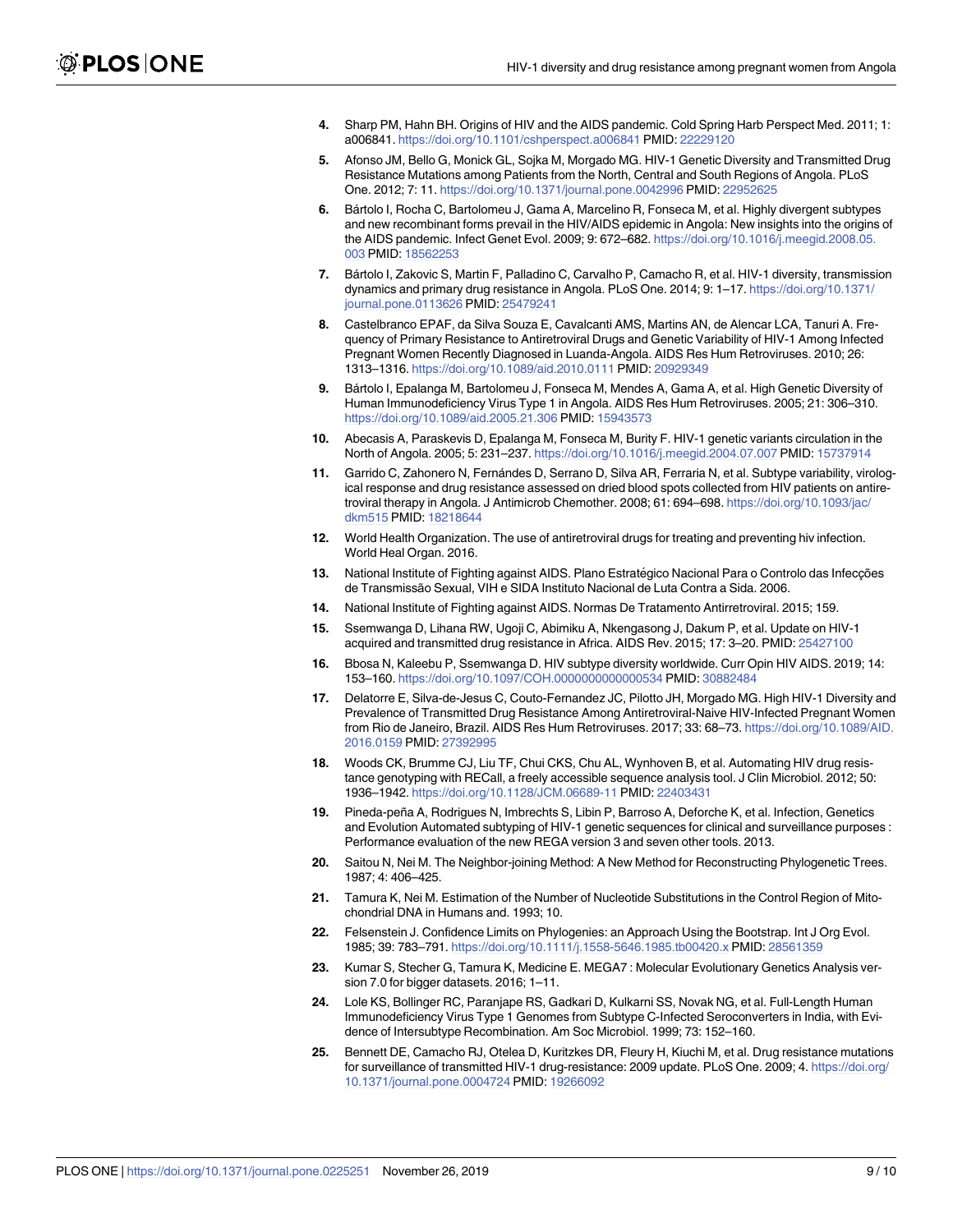4. Sharp PM, Hahn BH. Origins of HIV and the AIDS pandemic. Cold Spring Harb Perspect Med. 2011; 1: a006841. https://doi.org/10.1101/cshperspect.a006841 PMID: 22229120
5. Afonso JM, Bello G, Monick GL, Sojka M, Morgado MG. HIV-1 Genetic Diversity and Transmitted Drug Resistance Mutations among Patients from the North, Central and South Regions of Angola. PLoS One. 2012; 7: 11. https://doi.org/10.1371/journal.pone.0042996 PMID: 22952625
6. Bártolo I, Rocha C, Bartolomeu J, Gama A, Marcelino R, Fonseca M, et al. Highly divergent subtypes and new recombinant forms prevail in the HIV/AIDS epidemic in Angola: New insights into the origins of the AIDS pandemic. Infect Genet Evol. 2009; 9: 672–682. https://doi.org/10.1016/j.meegid.2008.05.003 PMID: 18562253
7. Bártolo I, Zakovic S, Martin F, Palladino C, Carvalho P, Camacho R, et al. HIV-1 diversity, transmission dynamics and primary drug resistance in Angola. PLoS One. 2014; 9: 1–17. https://doi.org/10.1371/journal.pone.0113626 PMID: 25479241
8. Castelbranco EPAF, da Silva Souza E, Cavalcanti AMS, Martins AN, de Alencar LCA, Tanuri A. Frequency of Primary Resistance to Antiretroviral Drugs and Genetic Variability of HIV-1 Among Infected Pregnant Women Recently Diagnosed in Luanda-Angola. AIDS Res Hum Retroviruses. 2010; 26: 1313–1316. https://doi.org/10.1089/aid.2010.0111 PMID: 20929349
9. Bártolo I, Epalanga M, Bartolomeu J, Fonseca M, Mendes A, Gama A, et al. High Genetic Diversity of Human Immunodeficiency Virus Type 1 in Angola. AIDS Res Hum Retroviruses. 2005; 21: 306–310. https://doi.org/10.1089/aid.2005.21.306 PMID: 15943573
10. Abecasis A, Paraskevis D, Epalanga M, Fonseca M, Burity F. HIV-1 genetic variants circulation in the North of Angola. 2005; 5: 231–237. https://doi.org/10.1016/j.meegid.2004.07.007 PMID: 15737914
11. Garrido C, Zahonero N, Fernándes D, Serrano D, Silva AR, Ferraria N, et al. Subtype variability, virological response and drug resistance assessed on dried blood spots collected from HIV patients on antiretroviral therapy in Angola. J Antimicrob Chemother. 2008; 61: 694–698. https://doi.org/10.1093/jac/dkm515 PMID: 18218644
12. World Health Organization. The use of antiretroviral drugs for treating and preventing hiv infection. World Heal Organ. 2016.
13. National Institute of Fighting against AIDS. Plano Estratégico Nacional Para o Controlo das Infecções de Transmissão Sexual, VIH e SIDA Instituto Nacional de Luta Contra a Sida. 2006.
14. National Institute of Fighting against AIDS. Normas De Tratamento Antirretroviral. 2015; 159.
15. Ssemwanga D, Lihana RW, Ugoji C, Abimiku A, Nkengasong J, Dakum P, et al. Update on HIV-1 acquired and transmitted drug resistance in Africa. AIDS Rev. 2015; 17: 3–20. PMID: 25427100
16. Bbosa N, Kaleebu P, Ssemwanga D. HIV subtype diversity worldwide. Curr Opin HIV AIDS. 2019; 14: 153–160. https://doi.org/10.1097/COH.0000000000000534 PMID: 30882484
17. Delatorre E, Silva-de-Jesus C, Couto-Fernandez JC, Pilotto JH, Morgado MG. High HIV-1 Diversity and Prevalence of Transmitted Drug Resistance Among Antiretroviral-Naive HIV-Infected Pregnant Women from Rio de Janeiro, Brazil. AIDS Res Hum Retroviruses. 2017; 33: 68–73. https://doi.org/10.1089/AID.2016.0159 PMID: 27392995
18. Woods CK, Brumme CJ, Liu TF, Chui CKS, Chu AL, Wynhoven B, et al. Automating HIV drug resistance genotyping with RECall, a freely accessible sequence analysis tool. J Clin Microbiol. 2012; 50: 1936–1942. https://doi.org/10.1128/JCM.06689-11 PMID: 22403431
19. Pineda-peña A, Rodrigues N, Imbrechts S, Libin P, Barroso A, Deforche K, et al. Infection, Genetics and Evolution Automated subtyping of HIV-1 genetic sequences for clinical and surveillance purposes : Performance evaluation of the new REGA version 3 and seven other tools. 2013.
20. Saitou N, Nei M. The Neighbor-joining Method: A New Method for Reconstructing Phylogenetic Trees. 1987; 4: 406–425.
21. Tamura K, Nei M. Estimation of the Number of Nucleotide Substitutions in the Control Region of Mitochondrial DNA in Humans and. 1993; 10.
22. Felsenstein J. Confidence Limits on Phylogenies: an Approach Using the Bootstrap. Int J Org Evol. 1985; 39: 783–791. https://doi.org/10.1111/j.1558-5646.1985.tb00420.x PMID: 28561359
23. Kumar S, Stecher G, Tamura K, Medicine E. MEGA7 : Molecular Evolutionary Genetics Analysis version 7.0 for bigger datasets. 2016; 1–11.
24. Lole KS, Bollinger RC, Paranjape RS, Gadkari D, Kulkarni SS, Novak NG, et al. Full-Length Human Immunodeficiency Virus Type 1 Genomes from Subtype C-Infected Seroconverters in India, with Evidence of Intersubtype Recombination. Am Soc Microbiol. 1999; 73: 152–160.
25. Bennett DE, Camacho RJ, Otelea D, Kuritzkes DR, Fleury H, Kiuchi M, et al. Drug resistance mutations for surveillance of transmitted HIV-1 drug-resistance: 2009 update. PLoS One. 2009; 4. https://doi.org/10.1371/journal.pone.0004724 PMID: 19266092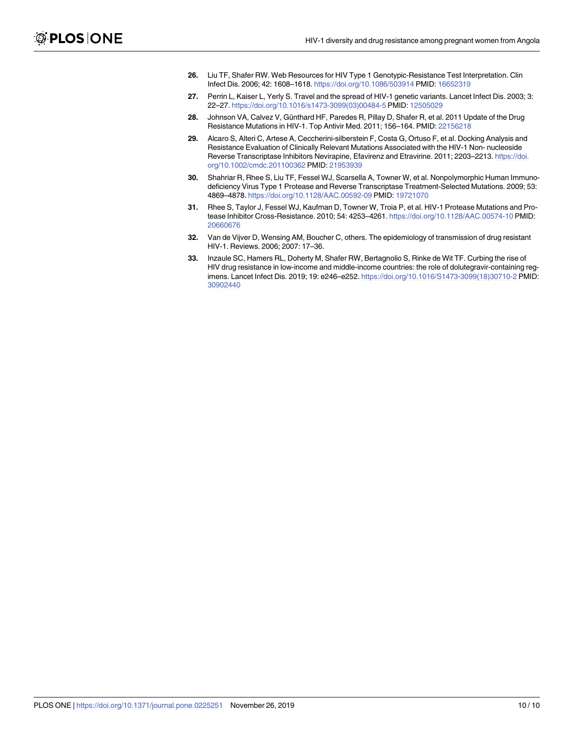26. Liu TF, Shafer RW. Web Resources for HIV Type 1 Genotypic-Resistance Test Interpretation. Clin Infect Dis. 2006; 42: 1608–1618. https://doi.org/10.1086/503914 PMID: 16652319
27. Perrin L, Kaiser L, Yerly S. Travel and the spread of HIV-1 genetic variants. Lancet Infect Dis. 2003; 3: 22–27. https://doi.org/10.1016/s1473-3099(03)00484-5 PMID: 12505029
28. Johnson VA, Calvez V, Günthard HF, Paredes R, Pillay D, Shafer R, et al. 2011 Update of the Drug Resistance Mutations in HIV-1. Top Antivir Med. 2011; 156–164. PMID: 22156218
29. Alcaro S, Alteri C, Artese A, Ceccherini-silberstein F, Costa G, Ortuso F, et al. Docking Analysis and Resistance Evaluation of Clinically Relevant Mutations Associated with the HIV-1 Non- nucleoside Reverse Transcriptase Inhibitors Nevirapine, Efavirenz and Etravirine. 2011; 2203–2213. https://doi.org/10.1002/cmdc.201100362 PMID: 21953939
30. Shahriar R, Rhee S, Liu TF, Fessel WJ, Scarsella A, Towner W, et al. Nonpolymorphic Human Immunodeficiency Virus Type 1 Protease and Reverse Transcriptase Treatment-Selected Mutations. 2009; 53: 4869–4878. https://doi.org/10.1128/AAC.00592-09 PMID: 19721070
31. Rhee S, Taylor J, Fessel WJ, Kaufman D, Towner W, Troia P, et al. HIV-1 Protease Mutations and Protease Inhibitor Cross-Resistance. 2010; 54: 4253–4261. https://doi.org/10.1128/AAC.00574-10 PMID: 20660676
32. Van de Vijver D, Wensing AM, Boucher C, others. The epidemiology of transmission of drug resistant HIV-1. Reviews. 2006; 2007: 17–36.
33. Inzaule SC, Hamers RL, Doherty M, Shafer RW, Bertagnolio S, Rinke de Wit TF. Curbing the rise of HIV drug resistance in low-income and middle-income countries: the role of dolutegravir-containing regimens. Lancet Infect Dis. 2019; 19: e246–e252. https://doi.org/10.1016/S1473-3099(18)30710-2 PMID: 30902440